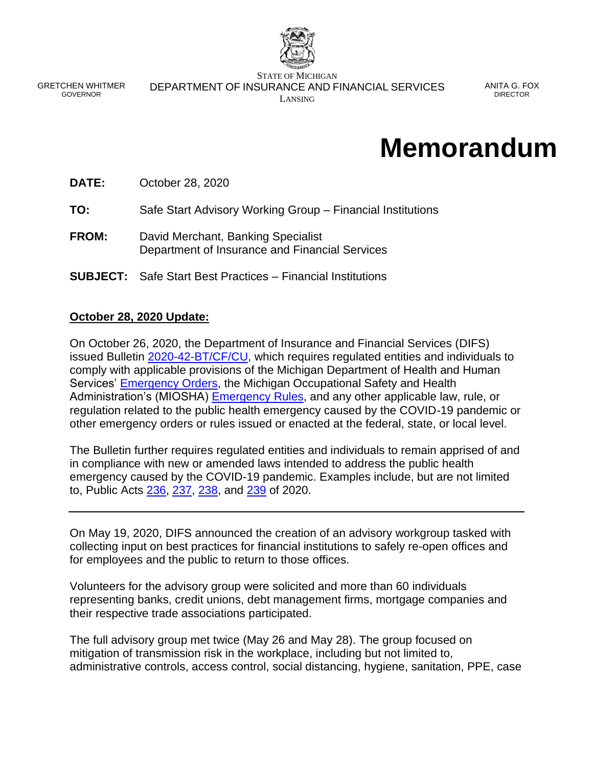GRETCHEN WHITMER
GOVERNOR

STATE OF MICHIGAN
DEPARTMENT OF INSURANCE AND FINANCIAL SERVICES
LANSING

ANITA G. FOX
DIRECTOR

# Memorandum

**DATE:** October 28, 2020

**TO:** Safe Start Advisory Working Group – Financial Institutions

**FROM:** David Merchant, Banking Specialist
Department of Insurance and Financial Services

**SUBJECT:** Safe Start Best Practices – Financial Institutions

**October 28, 2020 Update:**

On October 26, 2020, the Department of Insurance and Financial Services (DIFS) issued Bulletin 2020-42-BT/CF/CU, which requires regulated entities and individuals to comply with applicable provisions of the Michigan Department of Health and Human Services' Emergency Orders, the Michigan Occupational Safety and Health Administration's (MIOSHA) Emergency Rules, and any other applicable law, rule, or regulation related to the public health emergency caused by the COVID-19 pandemic or other emergency orders or rules issued or enacted at the federal, state, or local level.

The Bulletin further requires regulated entities and individuals to remain apprised of and in compliance with new or amended laws intended to address the public health emergency caused by the COVID-19 pandemic. Examples include, but are not limited to, Public Acts 236, 237, 238, and 239 of 2020.

---

On May 19, 2020, DIFS announced the creation of an advisory workgroup tasked with collecting input on best practices for financial institutions to safely re-open offices and for employees and the public to return to those offices.

Volunteers for the advisory group were solicited and more than 60 individuals representing banks, credit unions, debt management firms, mortgage companies and their respective trade associations participated.

The full advisory group met twice (May 26 and May 28). The group focused on mitigation of transmission risk in the workplace, including but not limited to, administrative controls, access control, social distancing, hygiene, sanitation, PPE, case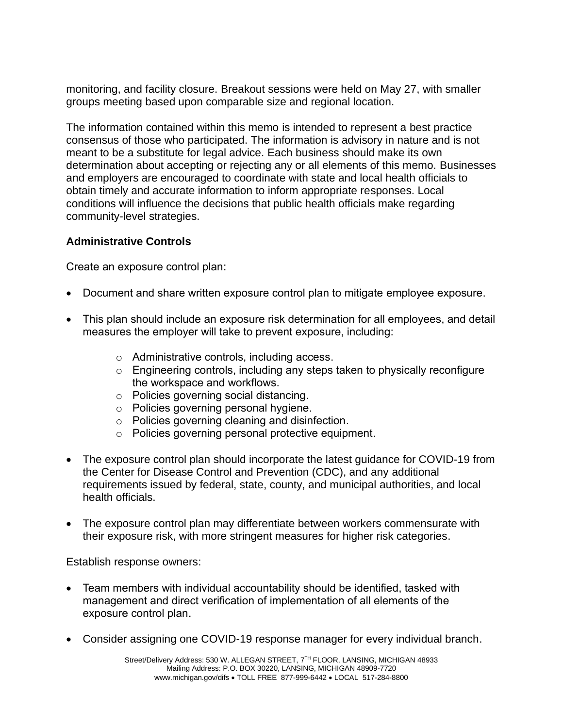monitoring, and facility closure. Breakout sessions were held on May 27, with smaller groups meeting based upon comparable size and regional location.

The information contained within this memo is intended to represent a best practice consensus of those who participated. The information is advisory in nature and is not meant to be a substitute for legal advice. Each business should make its own determination about accepting or rejecting any or all elements of this memo. Businesses and employers are encouraged to coordinate with state and local health officials to obtain timely and accurate information to inform appropriate responses. Local conditions will influence the decisions that public health officials make regarding community-level strategies.

**Administrative Controls**

Create an exposure control plan:

- Document and share written exposure control plan to mitigate employee exposure.
- This plan should include an exposure risk determination for all employees, and detail measures the employer will take to prevent exposure, including:
    - Administrative controls, including access.
    - Engineering controls, including any steps taken to physically reconfigure the workspace and workflows.
    - Policies governing social distancing.
    - Policies governing personal hygiene.
    - Policies governing cleaning and disinfection.
    - Policies governing personal protective equipment.
- The exposure control plan should incorporate the latest guidance for COVID-19 from the Center for Disease Control and Prevention (CDC), and any additional requirements issued by federal, state, county, and municipal authorities, and local health officials.
- The exposure control plan may differentiate between workers commensurate with their exposure risk, with more stringent measures for higher risk categories.

Establish response owners:

- Team members with individual accountability should be identified, tasked with management and direct verification of implementation of all elements of the exposure control plan.
- Consider assigning one COVID-19 response manager for every individual branch.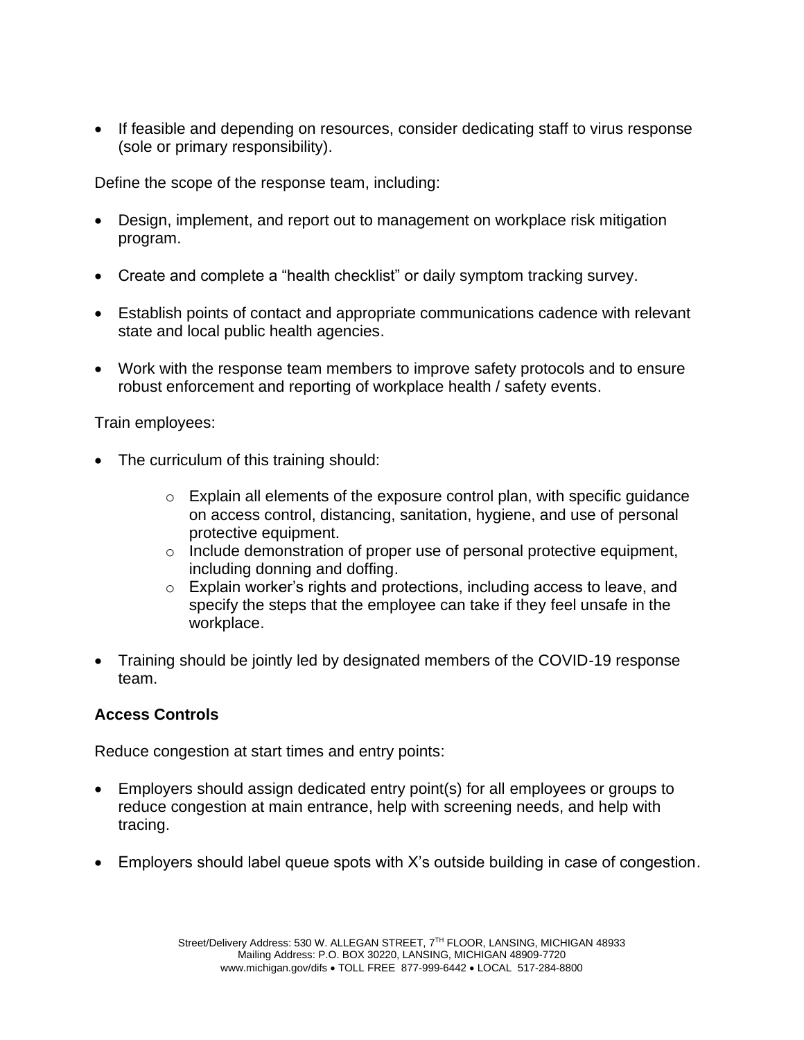- If feasible and depending on resources, consider dedicating staff to virus response (sole or primary responsibility).

Define the scope of the response team, including:

- Design, implement, and report out to management on workplace risk mitigation program.
- Create and complete a "health checklist" or daily symptom tracking survey.
- Establish points of contact and appropriate communications cadence with relevant state and local public health agencies.
- Work with the response team members to improve safety protocols and to ensure robust enforcement and reporting of workplace health / safety events.

Train employees:

- The curriculum of this training should:
  - Explain all elements of the exposure control plan, with specific guidance on access control, distancing, sanitation, hygiene, and use of personal protective equipment.
  - Include demonstration of proper use of personal protective equipment, including donning and doffing.
  - Explain worker's rights and protections, including access to leave, and specify the steps that the employee can take if they feel unsafe in the workplace.
- Training should be jointly led by designated members of the COVID-19 response team.

**Access Controls**

Reduce congestion at start times and entry points:

- Employers should assign dedicated entry point(s) for all employees or groups to reduce congestion at main entrance, help with screening needs, and help with tracing.
- Employers should label queue spots with X's outside building in case of congestion.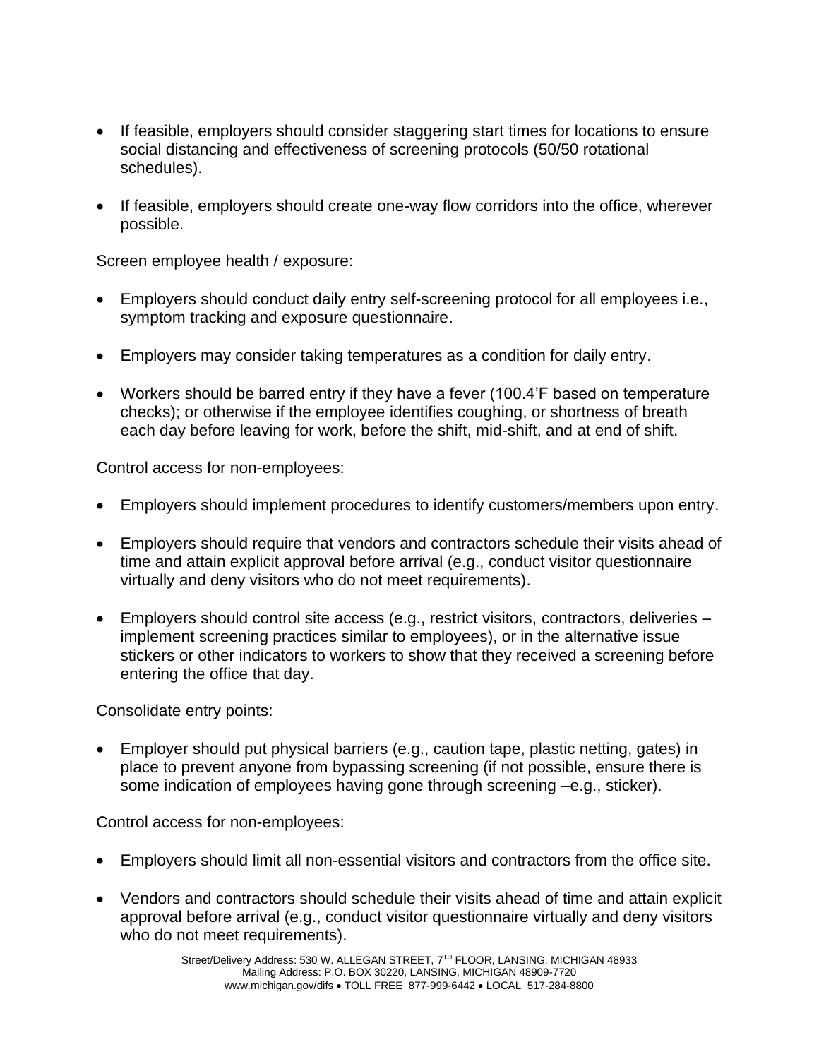- If feasible, employers should consider staggering start times for locations to ensure social distancing and effectiveness of screening protocols (50/50 rotational schedules).

- If feasible, employers should create one-way flow corridors into the office, wherever possible.

Screen employee health / exposure:

- Employers should conduct daily entry self-screening protocol for all employees i.e., symptom tracking and exposure questionnaire.

- Employers may consider taking temperatures as a condition for daily entry.

- Workers should be barred entry if they have a fever (100.4'F based on temperature checks); or otherwise if the employee identifies coughing, or shortness of breath each day before leaving for work, before the shift, mid-shift, and at end of shift.

Control access for non-employees:

- Employers should implement procedures to identify customers/members upon entry.

- Employers should require that vendors and contractors schedule their visits ahead of time and attain explicit approval before arrival (e.g., conduct visitor questionnaire virtually and deny visitors who do not meet requirements).

- Employers should control site access (e.g., restrict visitors, contractors, deliveries – implement screening practices similar to employees), or in the alternative issue stickers or other indicators to workers to show that they received a screening before entering the office that day.

Consolidate entry points:

- Employer should put physical barriers (e.g., caution tape, plastic netting, gates) in place to prevent anyone from bypassing screening (if not possible, ensure there is some indication of employees having gone through screening –e.g., sticker).

Control access for non-employees:

- Employers should limit all non-essential visitors and contractors from the office site.

- Vendors and contractors should schedule their visits ahead of time and attain explicit approval before arrival (e.g., conduct visitor questionnaire virtually and deny visitors who do not meet requirements).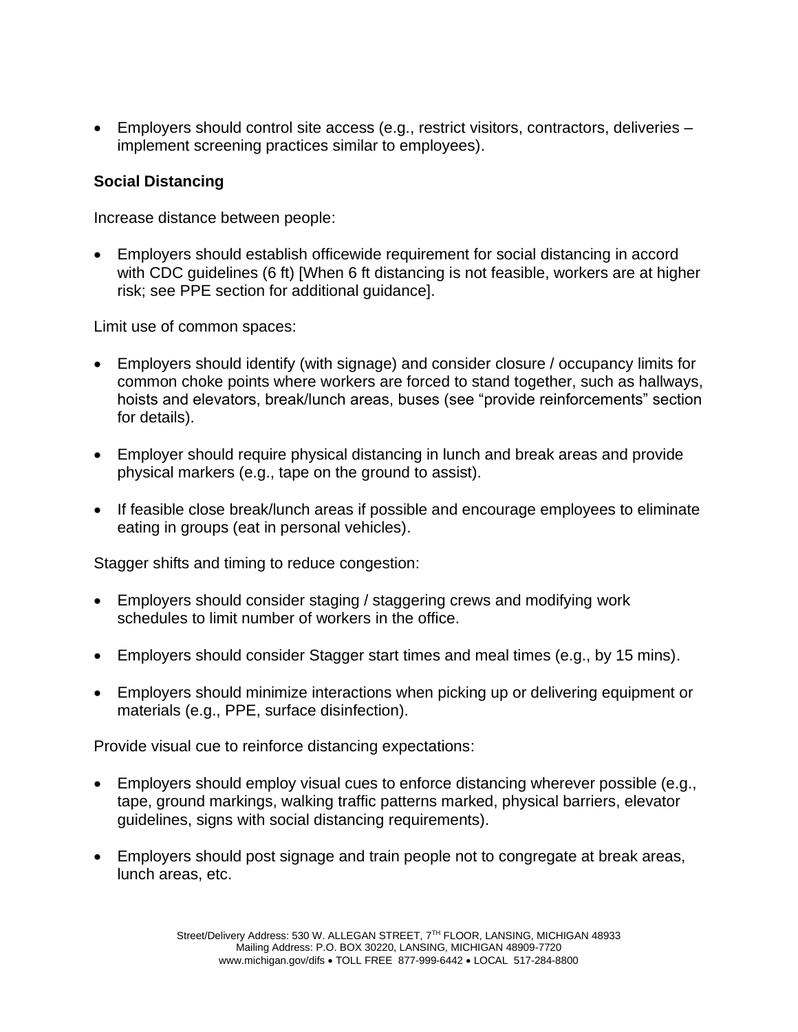- Employers should control site access (e.g., restrict visitors, contractors, deliveries – implement screening practices similar to employees).

**Social Distancing**

Increase distance between people:

- Employers should establish officewide requirement for social distancing in accord with CDC guidelines (6 ft) [When 6 ft distancing is not feasible, workers are at higher risk; see PPE section for additional guidance].

Limit use of common spaces:

- Employers should identify (with signage) and consider closure / occupancy limits for common choke points where workers are forced to stand together, such as hallways, hoists and elevators, break/lunch areas, buses (see "provide reinforcements" section for details).

- Employer should require physical distancing in lunch and break areas and provide physical markers (e.g., tape on the ground to assist).

- If feasible close break/lunch areas if possible and encourage employees to eliminate eating in groups (eat in personal vehicles).

Stagger shifts and timing to reduce congestion:

- Employers should consider staging / staggering crews and modifying work schedules to limit number of workers in the office.

- Employers should consider Stagger start times and meal times (e.g., by 15 mins).

- Employers should minimize interactions when picking up or delivering equipment or materials (e.g., PPE, surface disinfection).

Provide visual cue to reinforce distancing expectations:

- Employers should employ visual cues to enforce distancing wherever possible (e.g., tape, ground markings, walking traffic patterns marked, physical barriers, elevator guidelines, signs with social distancing requirements).

- Employers should post signage and train people not to congregate at break areas, lunch areas, etc.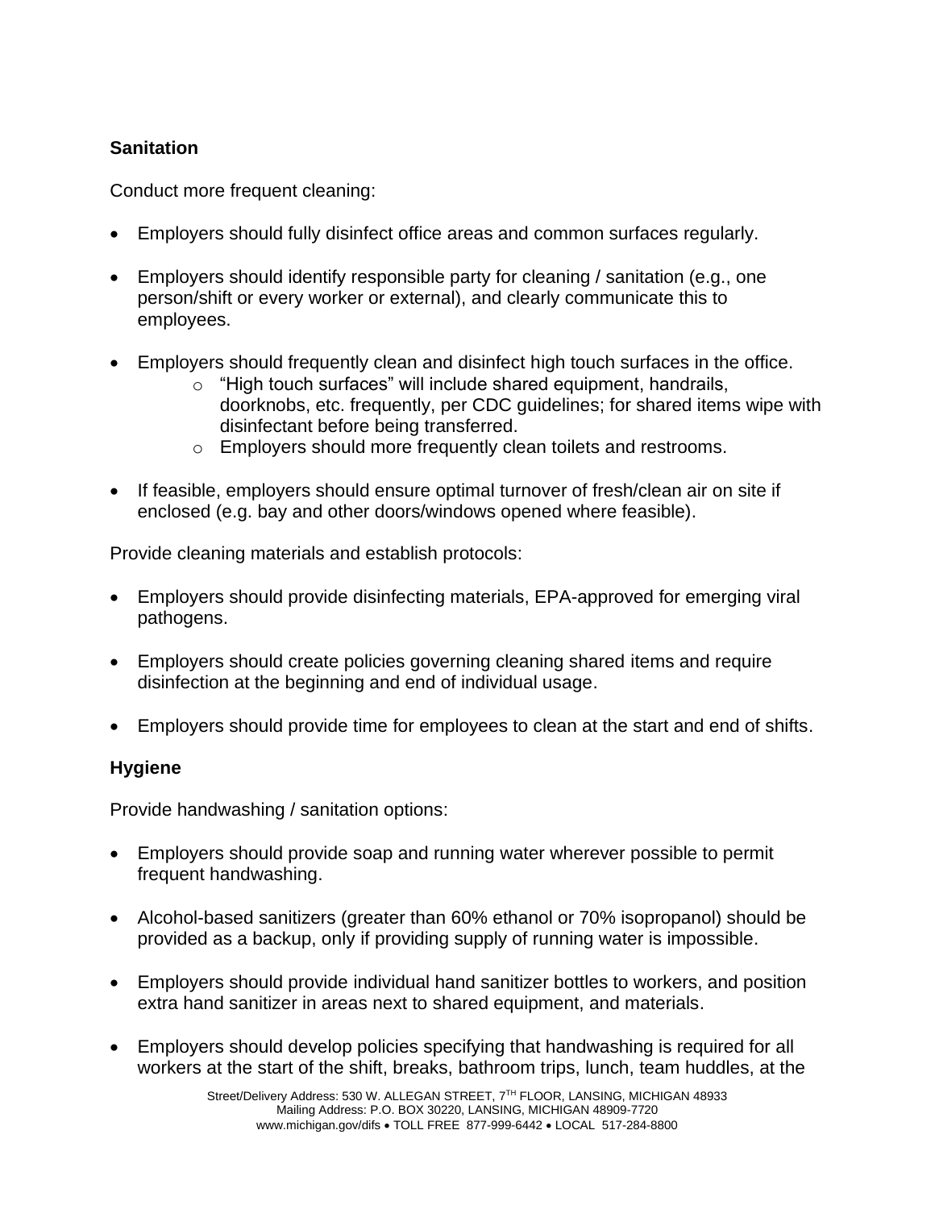**Sanitation**

Conduct more frequent cleaning:

- Employers should fully disinfect office areas and common surfaces regularly.
- Employers should identify responsible party for cleaning / sanitation (e.g., one person/shift or every worker or external), and clearly communicate this to employees.
- Employers should frequently clean and disinfect high touch surfaces in the office.
  - "High touch surfaces" will include shared equipment, handrails, doorknobs, etc. frequently, per CDC guidelines; for shared items wipe with disinfectant before being transferred.
  - Employers should more frequently clean toilets and restrooms.
- If feasible, employers should ensure optimal turnover of fresh/clean air on site if enclosed (e.g. bay and other doors/windows opened where feasible).

Provide cleaning materials and establish protocols:

- Employers should provide disinfecting materials, EPA-approved for emerging viral pathogens.
- Employers should create policies governing cleaning shared items and require disinfection at the beginning and end of individual usage.
- Employers should provide time for employees to clean at the start and end of shifts.

**Hygiene**

Provide handwashing / sanitation options:

- Employers should provide soap and running water wherever possible to permit frequent handwashing.
- Alcohol-based sanitizers (greater than 60% ethanol or 70% isopropanol) should be provided as a backup, only if providing supply of running water is impossible.
- Employers should provide individual hand sanitizer bottles to workers, and position extra hand sanitizer in areas next to shared equipment, and materials.
- Employers should develop policies specifying that handwashing is required for all workers at the start of the shift, breaks, bathroom trips, lunch, team huddles, at the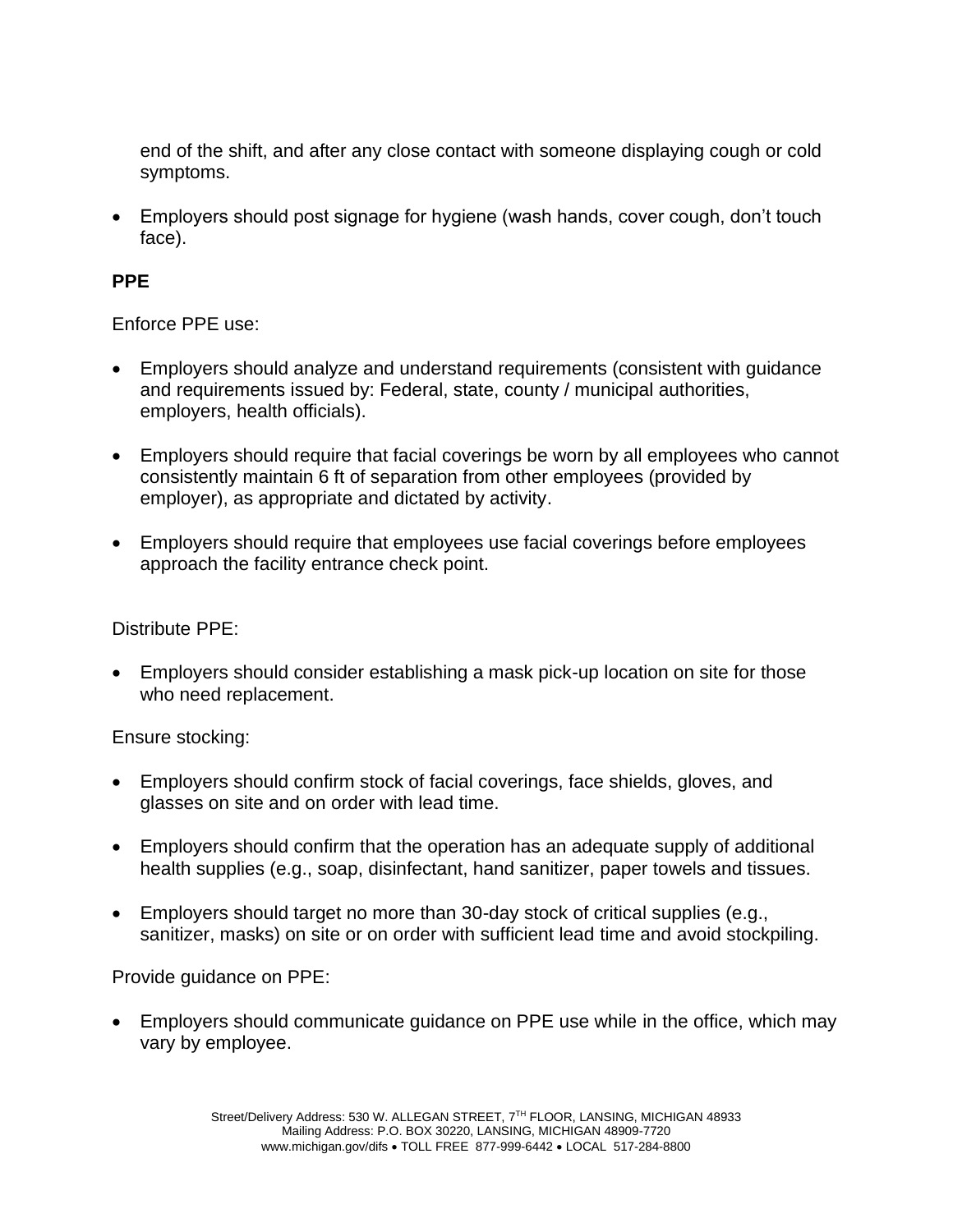end of the shift, and after any close contact with someone displaying cough or cold symptoms.

- Employers should post signage for hygiene (wash hands, cover cough, don't touch face).

**PPE**

Enforce PPE use:

- Employers should analyze and understand requirements (consistent with guidance and requirements issued by: Federal, state, county / municipal authorities, employers, health officials).

- Employers should require that facial coverings be worn by all employees who cannot consistently maintain 6 ft of separation from other employees (provided by employer), as appropriate and dictated by activity.

- Employers should require that employees use facial coverings before employees approach the facility entrance check point.

Distribute PPE:

- Employers should consider establishing a mask pick-up location on site for those who need replacement.

Ensure stocking:

- Employers should confirm stock of facial coverings, face shields, gloves, and glasses on site and on order with lead time.

- Employers should confirm that the operation has an adequate supply of additional health supplies (e.g., soap, disinfectant, hand sanitizer, paper towels and tissues.

- Employers should target no more than 30-day stock of critical supplies (e.g., sanitizer, masks) on site or on order with sufficient lead time and avoid stockpiling.

Provide guidance on PPE:

- Employers should communicate guidance on PPE use while in the office, which may vary by employee.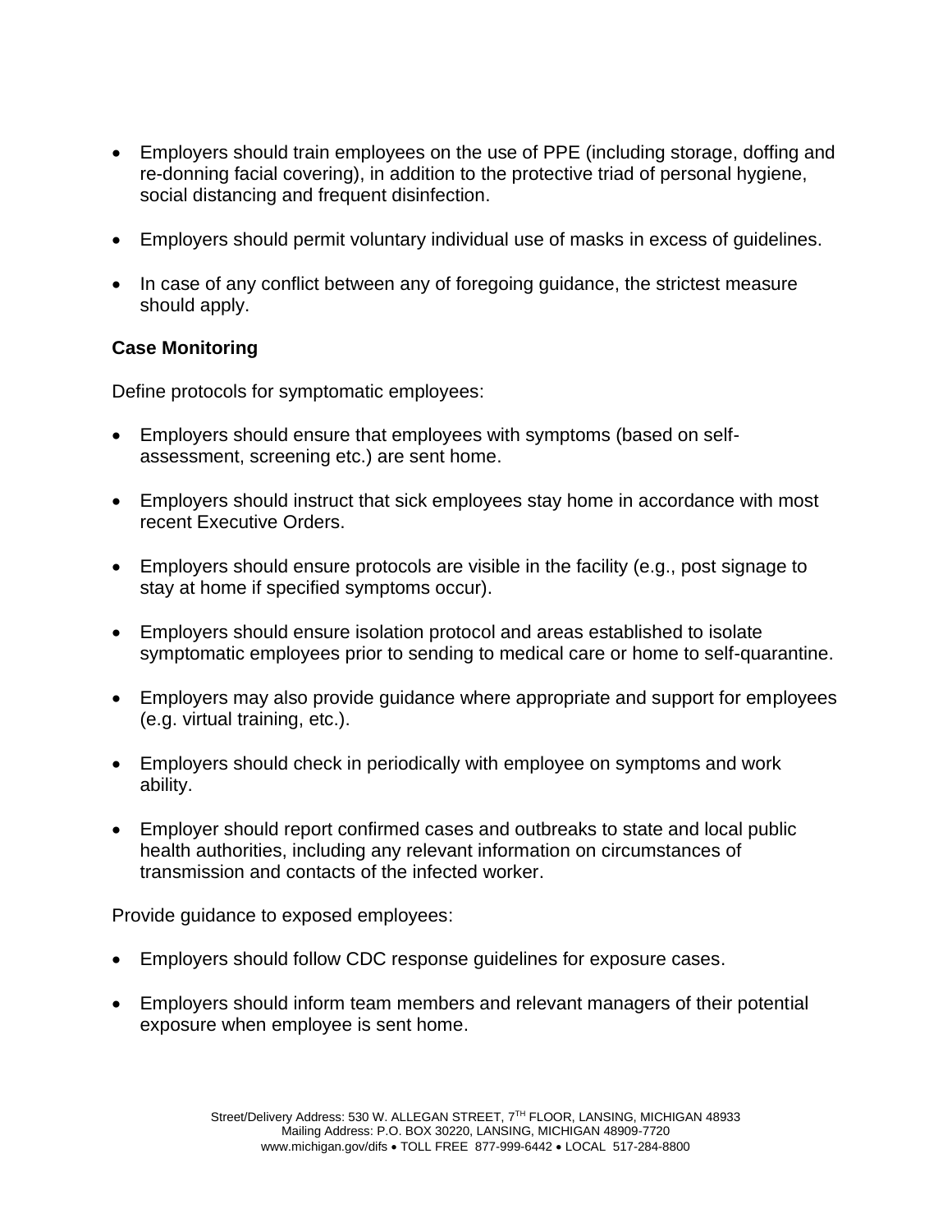- Employers should train employees on the use of PPE (including storage, doffing and re-donning facial covering), in addition to the protective triad of personal hygiene, social distancing and frequent disinfection.

- Employers should permit voluntary individual use of masks in excess of guidelines.

- In case of any conflict between any of foregoing guidance, the strictest measure should apply.

**Case Monitoring**

Define protocols for symptomatic employees:

- Employers should ensure that employees with symptoms (based on self-assessment, screening etc.) are sent home.

- Employers should instruct that sick employees stay home in accordance with most recent Executive Orders.

- Employers should ensure protocols are visible in the facility (e.g., post signage to stay at home if specified symptoms occur).

- Employers should ensure isolation protocol and areas established to isolate symptomatic employees prior to sending to medical care or home to self-quarantine.

- Employers may also provide guidance where appropriate and support for employees (e.g. virtual training, etc.).

- Employers should check in periodically with employee on symptoms and work ability.

- Employer should report confirmed cases and outbreaks to state and local public health authorities, including any relevant information on circumstances of transmission and contacts of the infected worker.

Provide guidance to exposed employees:

- Employers should follow CDC response guidelines for exposure cases.

- Employers should inform team members and relevant managers of their potential exposure when employee is sent home.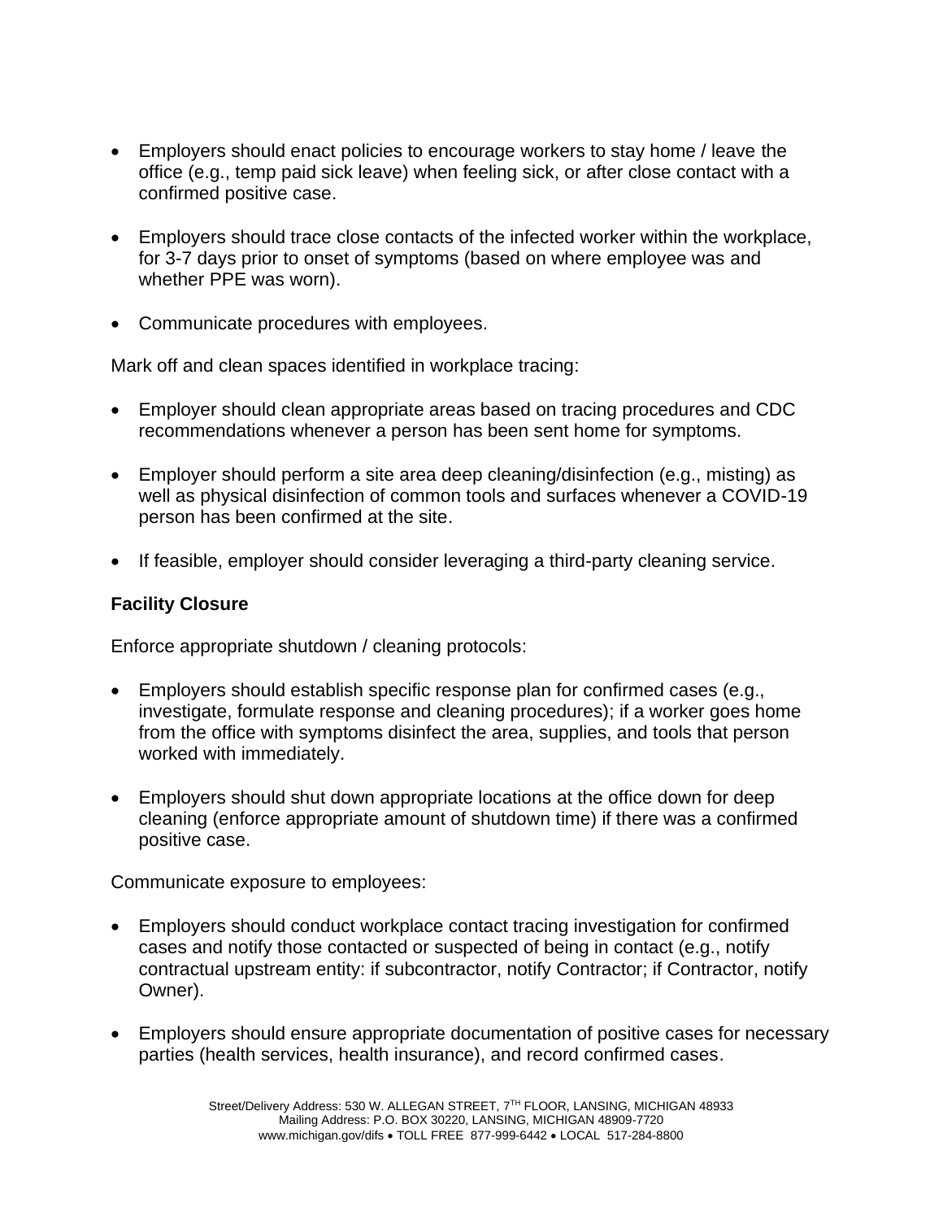- Employers should enact policies to encourage workers to stay home / leave the office (e.g., temp paid sick leave) when feeling sick, or after close contact with a confirmed positive case.

- Employers should trace close contacts of the infected worker within the workplace, for 3-7 days prior to onset of symptoms (based on where employee was and whether PPE was worn).

- Communicate procedures with employees.

Mark off and clean spaces identified in workplace tracing:

- Employer should clean appropriate areas based on tracing procedures and CDC recommendations whenever a person has been sent home for symptoms.

- Employer should perform a site area deep cleaning/disinfection (e.g., misting) as well as physical disinfection of common tools and surfaces whenever a COVID-19 person has been confirmed at the site.

- If feasible, employer should consider leveraging a third-party cleaning service.

**Facility Closure**

Enforce appropriate shutdown / cleaning protocols:

- Employers should establish specific response plan for confirmed cases (e.g., investigate, formulate response and cleaning procedures); if a worker goes home from the office with symptoms disinfect the area, supplies, and tools that person worked with immediately.

- Employers should shut down appropriate locations at the office down for deep cleaning (enforce appropriate amount of shutdown time) if there was a confirmed positive case.

Communicate exposure to employees:

- Employers should conduct workplace contact tracing investigation for confirmed cases and notify those contacted or suspected of being in contact (e.g., notify contractual upstream entity: if subcontractor, notify Contractor; if Contractor, notify Owner).

- Employers should ensure appropriate documentation of positive cases for necessary parties (health services, health insurance), and record confirmed cases.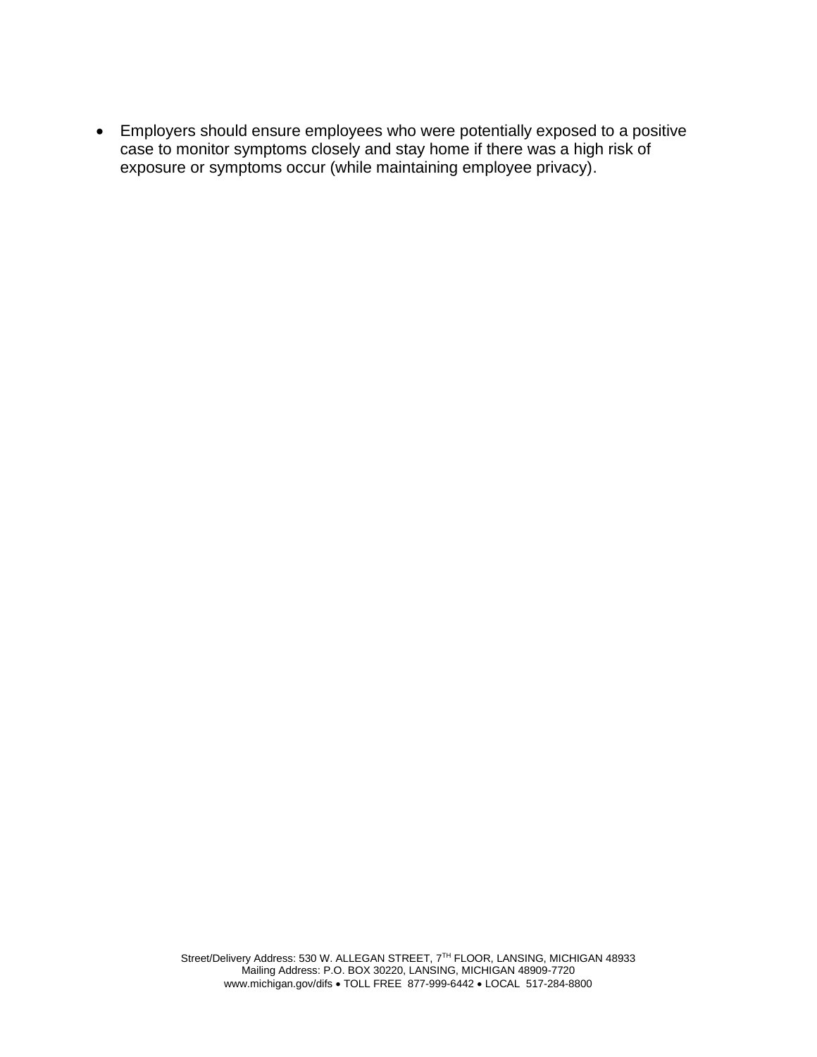- Employers should ensure employees who were potentially exposed to a positive case to monitor symptoms closely and stay home if there was a high risk of exposure or symptoms occur (while maintaining employee privacy).